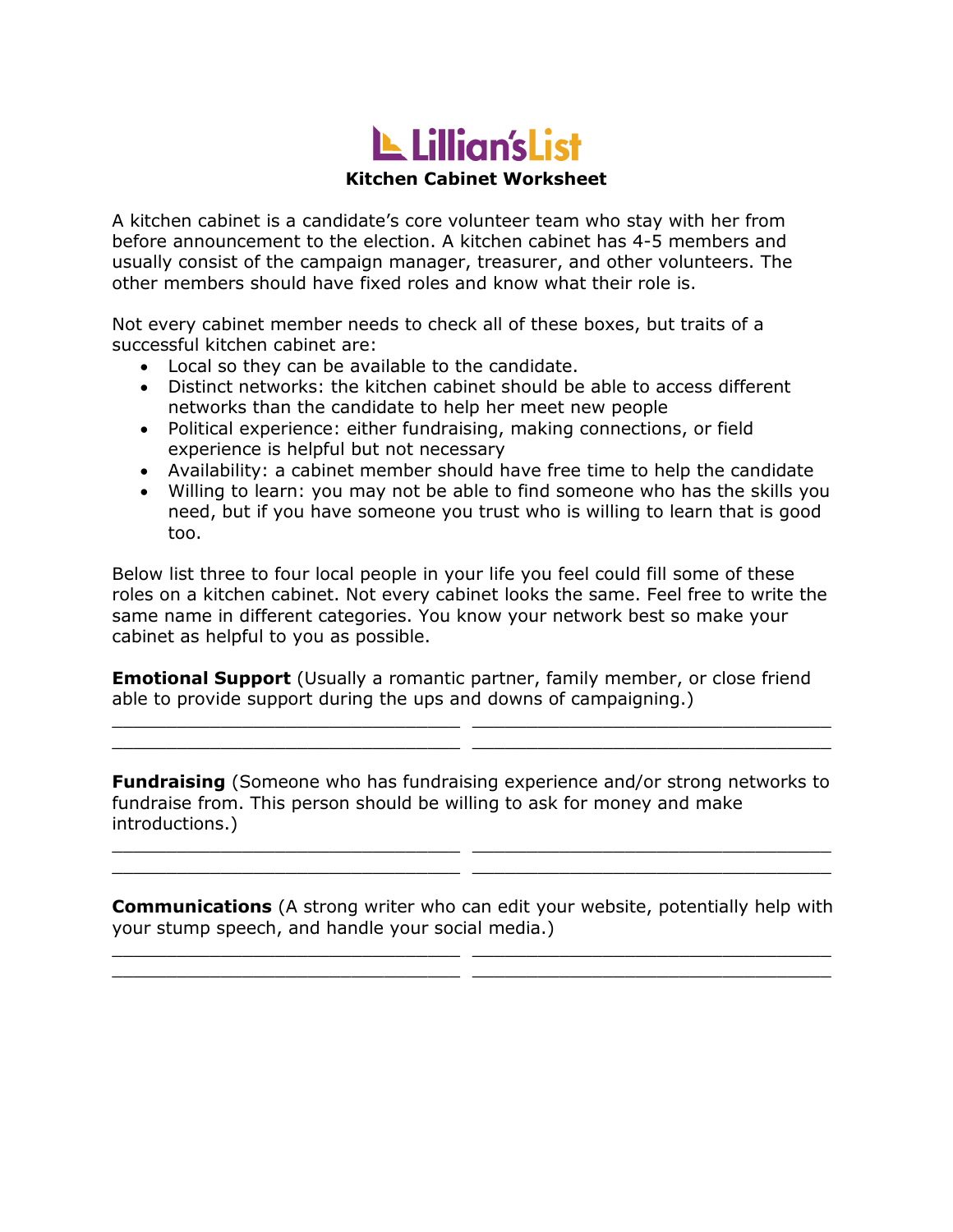# Lillian's List

## Kitchen Cabinet Worksheet

A kitchen cabinet is a candidate's core volunteer team who stay with her from before announcement to the election. A kitchen cabinet has 4-5 members and usually consist of the campaign manager, treasurer, and other volunteers. The other members should have fixed roles and know what their role is.

Not every cabinet member needs to check all of these boxes, but traits of a successful kitchen cabinet are:

- Local so they can be available to the candidate.
- Distinct networks: the kitchen cabinet should be able to access different networks than the candidate to help her meet new people
- Political experience: either fundraising, making connections, or field experience is helpful but not necessary
- Availability: a cabinet member should have free time to help the candidate
- Willing to learn: you may not be able to find someone who has the skills you need, but if you have someone you trust who is willing to learn that is good too.

Below list three to four local people in your life you feel could fill some of these roles on a kitchen cabinet. Not every cabinet looks the same. Feel free to write the same name in different categories. You know your network best so make your cabinet as helpful to you as possible.

**Emotional Support** (Usually a romantic partner, family member, or close friend able to provide support during the ups and downs of campaigning.)

______________________________ ______________________________
______________________________ ______________________________

**Fundraising** (Someone who has fundraising experience and/or strong networks to fundraise from. This person should be willing to ask for money and make introductions.)

______________________________ ______________________________
______________________________ ______________________________

**Communications** (A strong writer who can edit your website, potentially help with your stump speech, and handle your social media.)

______________________________ ______________________________
______________________________ ______________________________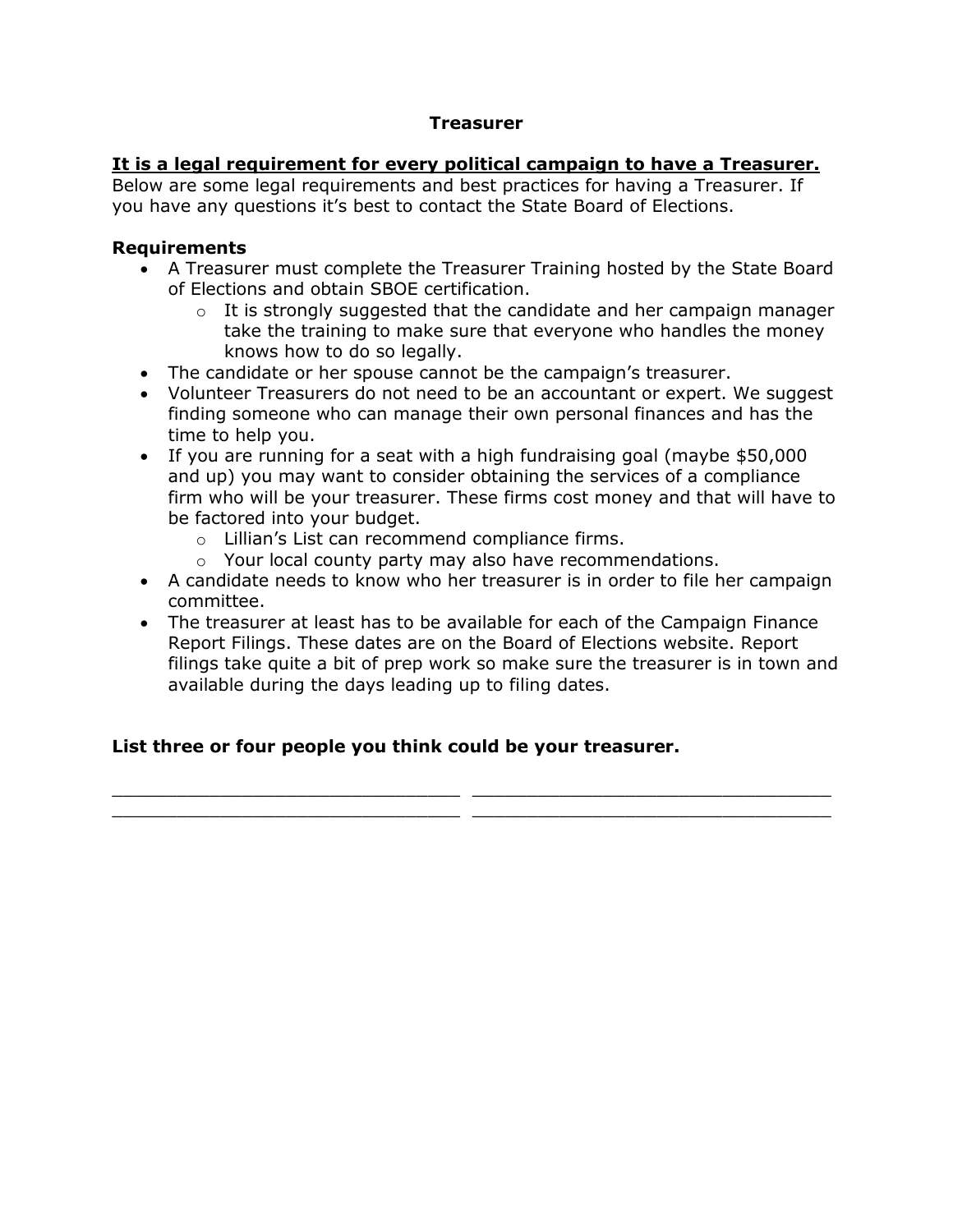# Treasurer

**It is a legal requirement for every political campaign to have a Treasurer.**
Below are some legal requirements and best practices for having a Treasurer. If you have any questions it's best to contact the State Board of Elections.

**Requirements**

- A Treasurer must complete the Treasurer Training hosted by the State Board of Elections and obtain SBOE certification.
  - It is strongly suggested that the candidate and her campaign manager take the training to make sure that everyone who handles the money knows how to do so legally.
- The candidate or her spouse cannot be the campaign's treasurer.
- Volunteer Treasurers do not need to be an accountant or expert. We suggest finding someone who can manage their own personal finances and has the time to help you.
- If you are running for a seat with a high fundraising goal (maybe $50,000 and up) you may want to consider obtaining the services of a compliance firm who will be your treasurer. These firms cost money and that will have to be factored into your budget.
  - Lillian's List can recommend compliance firms.
  - Your local county party may also have recommendations.
- A candidate needs to know who her treasurer is in order to file her campaign committee.
- The treasurer at least has to be available for each of the Campaign Finance Report Filings. These dates are on the Board of Elections website. Report filings take quite a bit of prep work so make sure the treasurer is in town and available during the days leading up to filing dates.

**List three or four people you think could be your treasurer.**

_______________________________ _______________________________
_______________________________ _______________________________